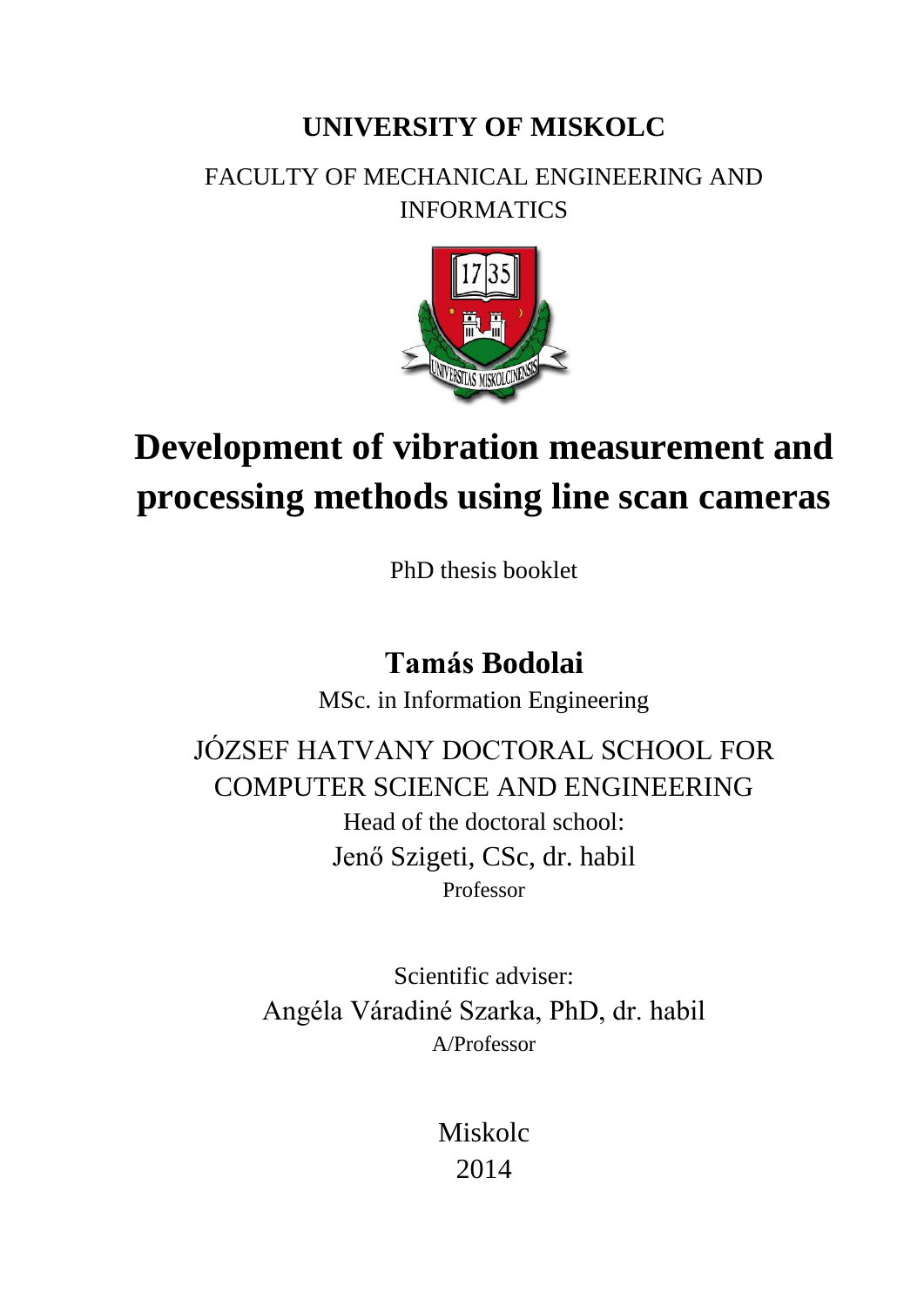**UNIVERSITY OF MISKOLC**

FACULTY OF MECHANICAL ENGINEERING AND INFORMATICS

# Development of vibration measurement and processing methods using line scan cameras

PhD thesis booklet

## Tamás Bodolai

MSc. in Information Engineering

JÓZSEF HATVANY DOCTORAL SCHOOL FOR COMPUTER SCIENCE AND ENGINEERING

Head of the doctoral school:

Jenő Szigeti, CSc, dr. habil

Professor

Scientific adviser:

Angéla Váradiné Szarka, PhD, dr. habil

A/Professor

Miskolc

2014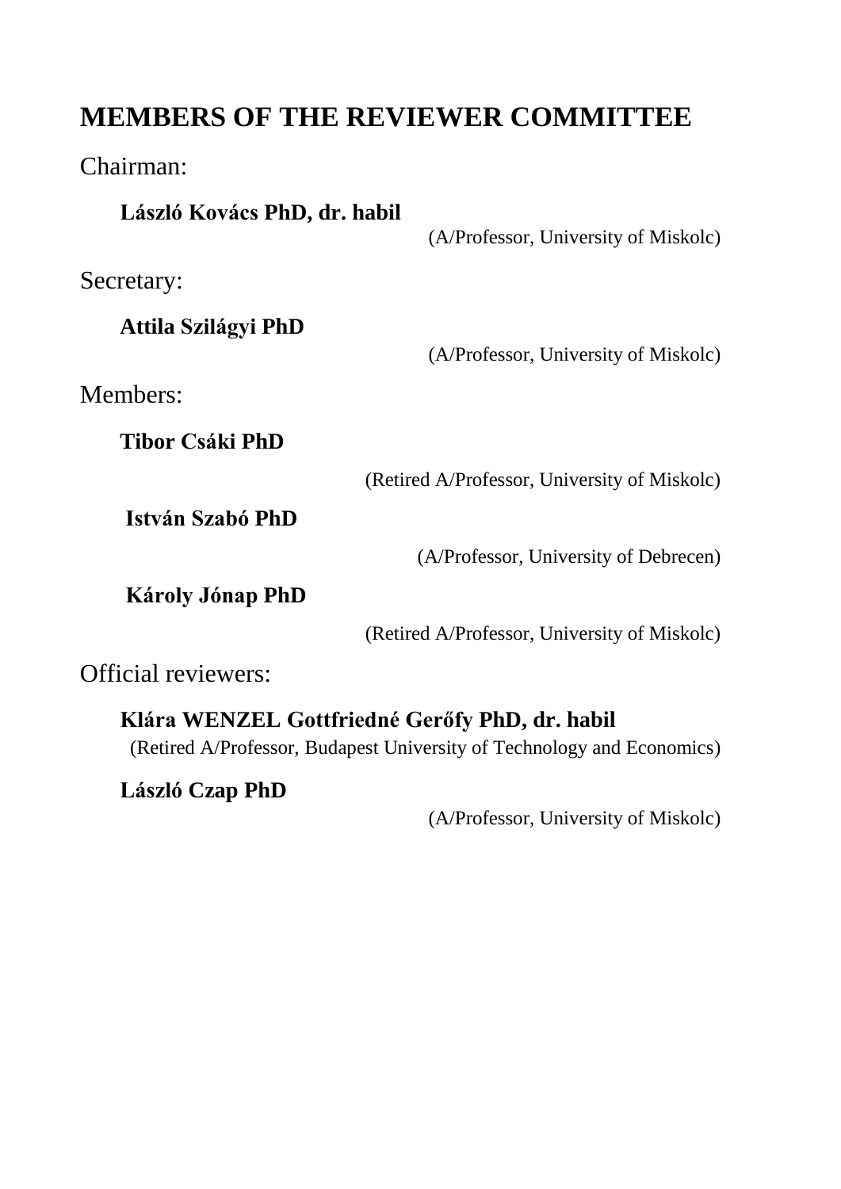# MEMBERS OF THE REVIEWER COMMITTEE

Chairman:

**László Kovács PhD, dr. habil**
(A/Professor, University of Miskolc)

Secretary:

**Attila Szilágyi PhD**
(A/Professor, University of Miskolc)

Members:

**Tibor Csáki PhD**
(Retired A/Professor, University of Miskolc)

**István Szabó PhD**
(A/Professor, University of Debrecen)

**Károly Jónap PhD**
(Retired A/Professor, University of Miskolc)

Official reviewers:

**Klára WENZEL Gottfriedné Gerőfy PhD, dr. habil**
(Retired A/Professor, Budapest University of Technology and Economics)

**László Czap PhD**
(A/Professor, University of Miskolc)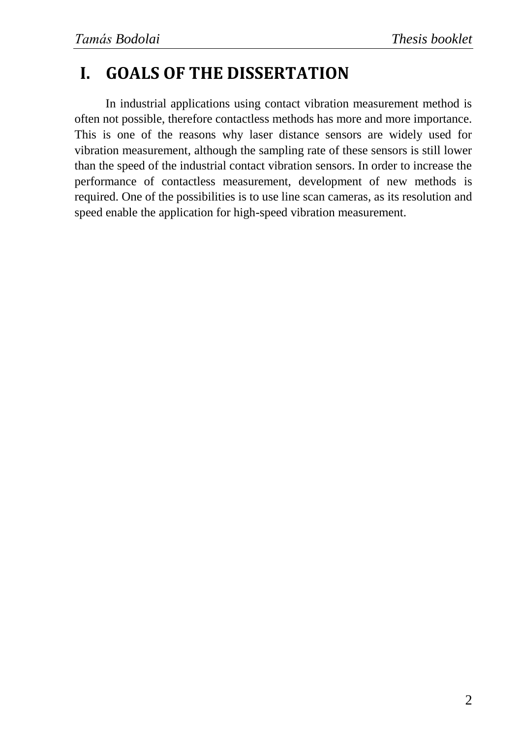# I. GOALS OF THE DISSERTATION

In industrial applications using contact vibration measurement method is often not possible, therefore contactless methods has more and more importance. This is one of the reasons why laser distance sensors are widely used for vibration measurement, although the sampling rate of these sensors is still lower than the speed of the industrial contact vibration sensors. In order to increase the performance of contactless measurement, development of new methods is required. One of the possibilities is to use line scan cameras, as its resolution and speed enable the application for high-speed vibration measurement.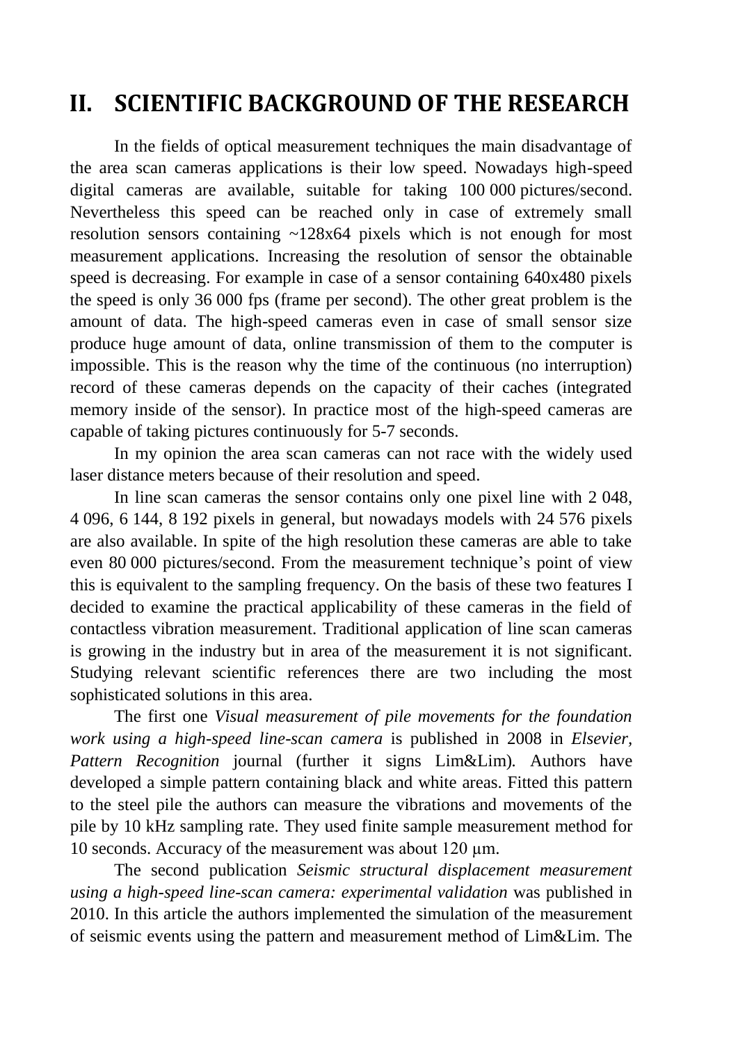# II. SCIENTIFIC BACKGROUND OF THE RESEARCH

In the fields of optical measurement techniques the main disadvantage of the area scan cameras applications is their low speed. Nowadays high-speed digital cameras are available, suitable for taking 100 000 pictures/second. Nevertheless this speed can be reached only in case of extremely small resolution sensors containing ~128x64 pixels which is not enough for most measurement applications. Increasing the resolution of sensor the obtainable speed is decreasing. For example in case of a sensor containing 640x480 pixels the speed is only 36 000 fps (frame per second). The other great problem is the amount of data. The high-speed cameras even in case of small sensor size produce huge amount of data, online transmission of them to the computer is impossible. This is the reason why the time of the continuous (no interruption) record of these cameras depends on the capacity of their caches (integrated memory inside of the sensor). In practice most of the high-speed cameras are capable of taking pictures continuously for 5-7 seconds.

In my opinion the area scan cameras can not race with the widely used laser distance meters because of their resolution and speed.

In line scan cameras the sensor contains only one pixel line with 2 048, 4 096, 6 144, 8 192 pixels in general, but nowadays models with 24 576 pixels are also available. In spite of the high resolution these cameras are able to take even 80 000 pictures/second. From the measurement technique's point of view this is equivalent to the sampling frequency. On the basis of these two features I decided to examine the practical applicability of these cameras in the field of contactless vibration measurement. Traditional application of line scan cameras is growing in the industry but in area of the measurement it is not significant. Studying relevant scientific references there are two including the most sophisticated solutions in this area.

The first one *Visual measurement of pile movements for the foundation work using a high-speed line-scan camera* is published in 2008 in *Elsevier, Pattern Recognition* journal (further it signs Lim&Lim). Authors have developed a simple pattern containing black and white areas. Fitted this pattern to the steel pile the authors can measure the vibrations and movements of the pile by 10 kHz sampling rate. They used finite sample measurement method for 10 seconds. Accuracy of the measurement was about 120 μm.

The second publication *Seismic structural displacement measurement using a high-speed line-scan camera: experimental validation* was published in 2010. In this article the authors implemented the simulation of the measurement of seismic events using the pattern and measurement method of Lim&Lim. The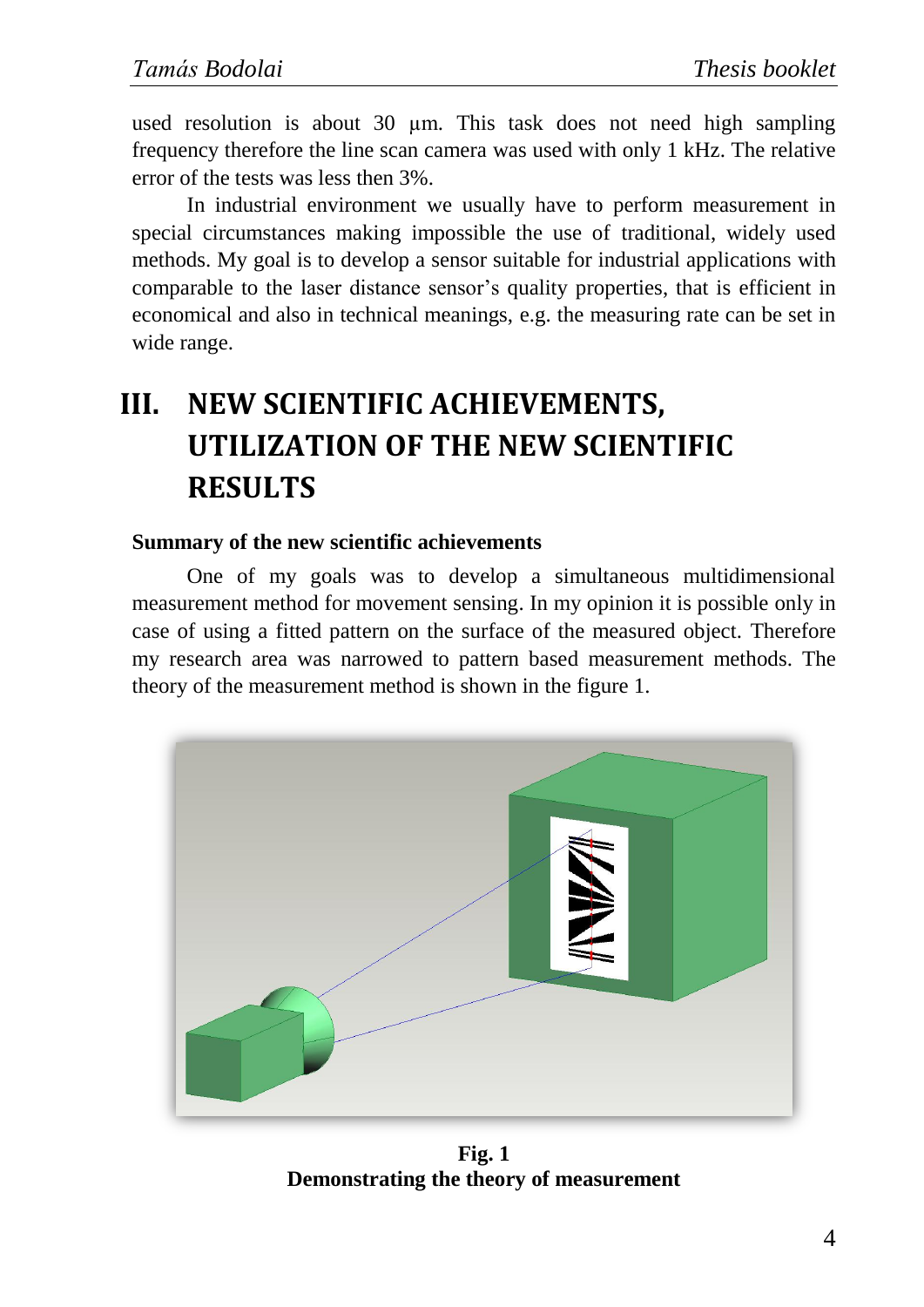used resolution is about 30 µm. This task does not need high sampling frequency therefore the line scan camera was used with only 1 kHz. The relative error of the tests was less then 3%.

In industrial environment we usually have to perform measurement in special circumstances making impossible the use of traditional, widely used methods. My goal is to develop a sensor suitable for industrial applications with comparable to the laser distance sensor's quality properties, that is efficient in economical and also in technical meanings, e.g. the measuring rate can be set in wide range.

# III. NEW SCIENTIFIC ACHIEVEMENTS, UTILIZATION OF THE NEW SCIENTIFIC RESULTS

**Summary of the new scientific achievements**

One of my goals was to develop a simultaneous multidimensional measurement method for movement sensing. In my opinion it is possible only in case of using a fitted pattern on the surface of the measured object. Therefore my research area was narrowed to pattern based measurement methods. The theory of the measurement method is shown in the figure 1.

**Fig. 1**
**Demonstrating the theory of measurement**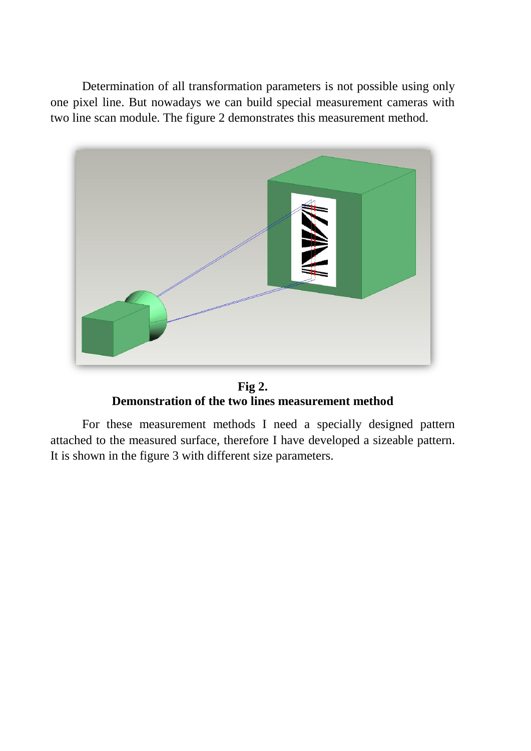Determination of all transformation parameters is not possible using only one pixel line. But nowadays we can build special measurement cameras with two line scan module. The figure 2 demonstrates this measurement method.

**Fig 2.**
**Demonstration of the two lines measurement method**

For these measurement methods I need a specially designed pattern attached to the measured surface, therefore I have developed a sizeable pattern. It is shown in the figure 3 with different size parameters.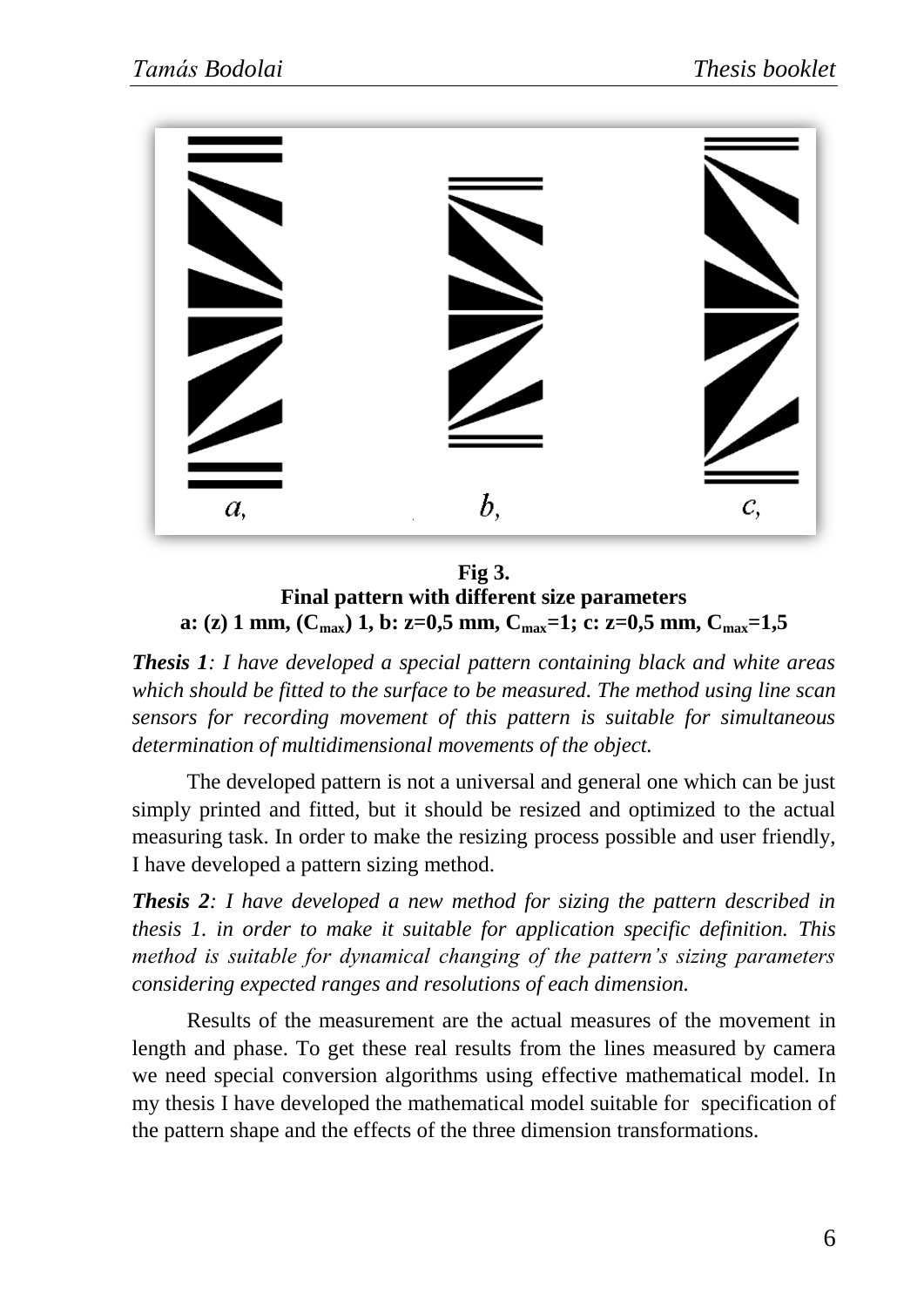**Fig 3.**
**Final pattern with different size parameters**
**a: (z) 1 mm, ($C_{max}$) 1, b: z=0,5 mm, $C_{max}$=1; c: z=0,5 mm, $C_{max}$=1,5**

***Thesis 1**: I have developed a special pattern containing black and white areas which should be fitted to the surface to be measured. The method using line scan sensors for recording movement of this pattern is suitable for simultaneous determination of multidimensional movements of the object.*

The developed pattern is not a universal and general one which can be just simply printed and fitted, but it should be resized and optimized to the actual measuring task. In order to make the resizing process possible and user friendly, I have developed a pattern sizing method.

***Thesis 2**: I have developed a new method for sizing the pattern described in thesis 1. in order to make it suitable for application specific definition. This method is suitable for dynamical changing of the pattern's sizing parameters considering expected ranges and resolutions of each dimension.*

Results of the measurement are the actual measures of the movement in length and phase. To get these real results from the lines measured by camera we need special conversion algorithms using effective mathematical model. In my thesis I have developed the mathematical model suitable for specification of the pattern shape and the effects of the three dimension transformations.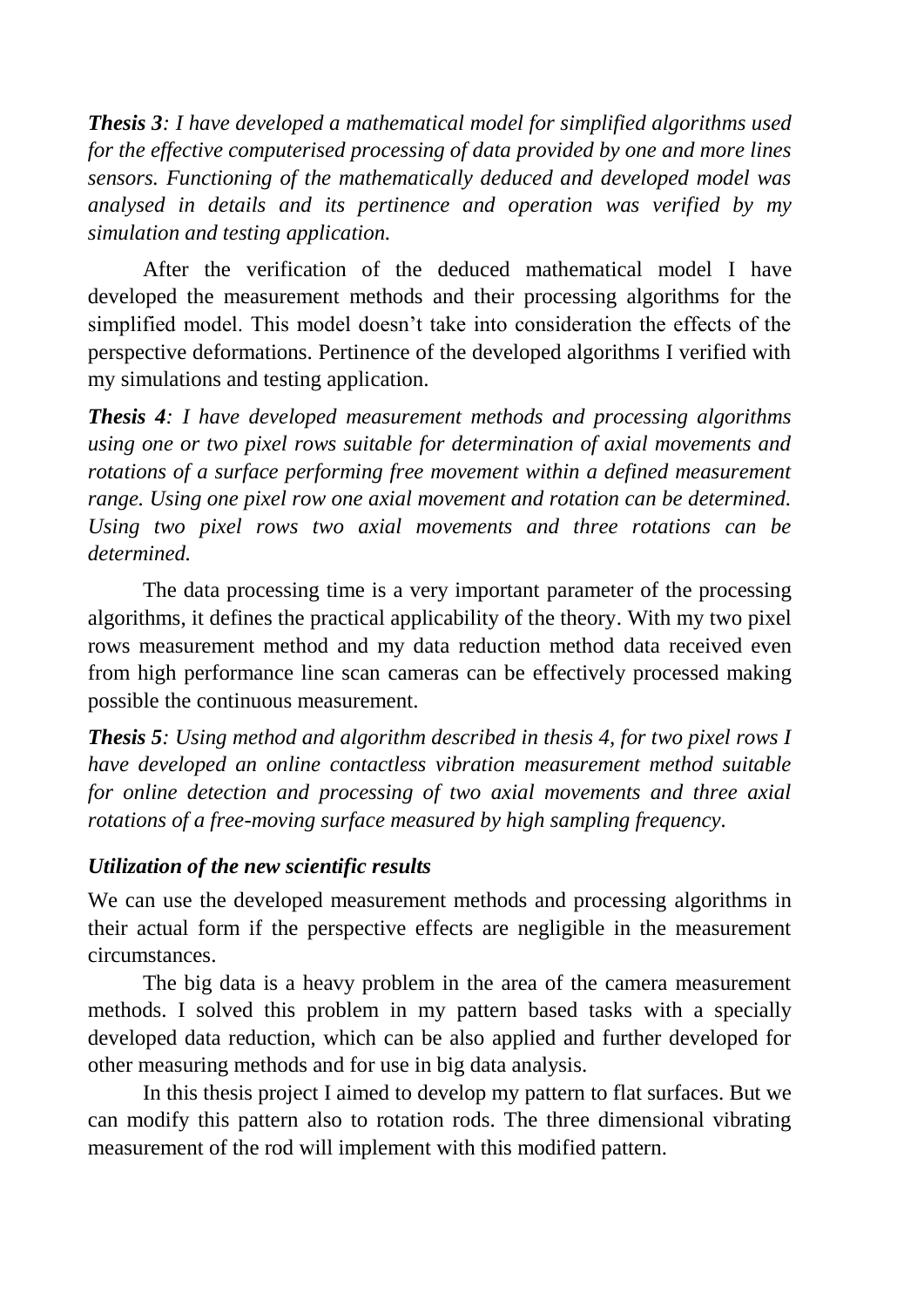***Thesis 3**: I have developed a mathematical model for simplified algorithms used for the effective computerised processing of data provided by one and more lines sensors. Functioning of the mathematically deduced and developed model was analysed in details and its pertinence and operation was verified by my simulation and testing application.*

After the verification of the deduced mathematical model I have developed the measurement methods and their processing algorithms for the simplified model. This model doesn't take into consideration the effects of the perspective deformations. Pertinence of the developed algorithms I verified with my simulations and testing application.

***Thesis 4**: I have developed measurement methods and processing algorithms using one or two pixel rows suitable for determination of axial movements and rotations of a surface performing free movement within a defined measurement range. Using one pixel row one axial movement and rotation can be determined. Using two pixel rows two axial movements and three rotations can be determined.*

The data processing time is a very important parameter of the processing algorithms, it defines the practical applicability of the theory. With my two pixel rows measurement method and my data reduction method data received even from high performance line scan cameras can be effectively processed making possible the continuous measurement.

***Thesis 5**: Using method and algorithm described in thesis 4, for two pixel rows I have developed an online contactless vibration measurement method suitable for online detection and processing of two axial movements and three axial rotations of a free-moving surface measured by high sampling frequency.*

### *Utilization of the new scientific results*

We can use the developed measurement methods and processing algorithms in their actual form if the perspective effects are negligible in the measurement circumstances.

The big data is a heavy problem in the area of the camera measurement methods. I solved this problem in my pattern based tasks with a specially developed data reduction, which can be also applied and further developed for other measuring methods and for use in big data analysis.

In this thesis project I aimed to develop my pattern to flat surfaces. But we can modify this pattern also to rotation rods. The three dimensional vibrating measurement of the rod will implement with this modified pattern.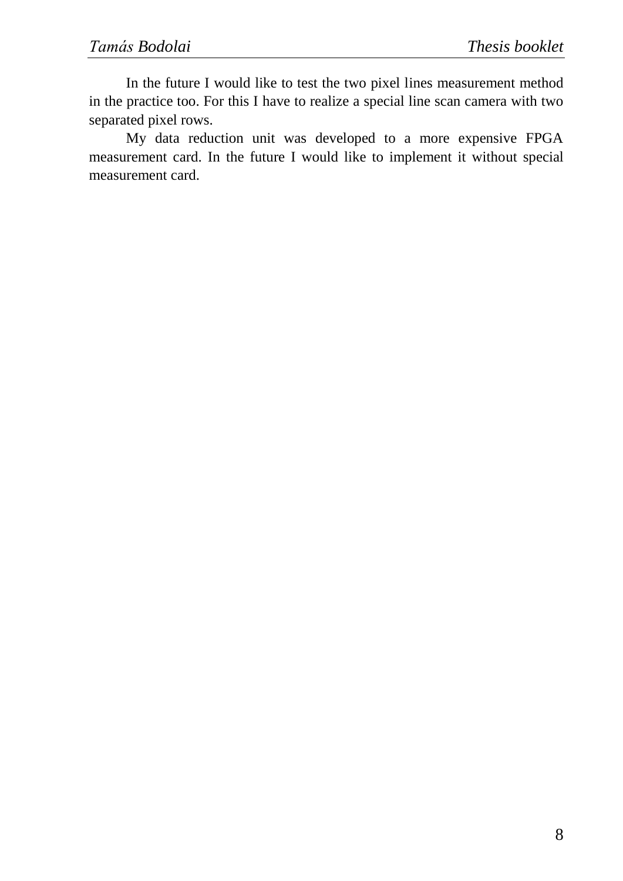In the future I would like to test the two pixel lines measurement method in the practice too. For this I have to realize a special line scan camera with two separated pixel rows.

My data reduction unit was developed to a more expensive FPGA measurement card. In the future I would like to implement it without special measurement card.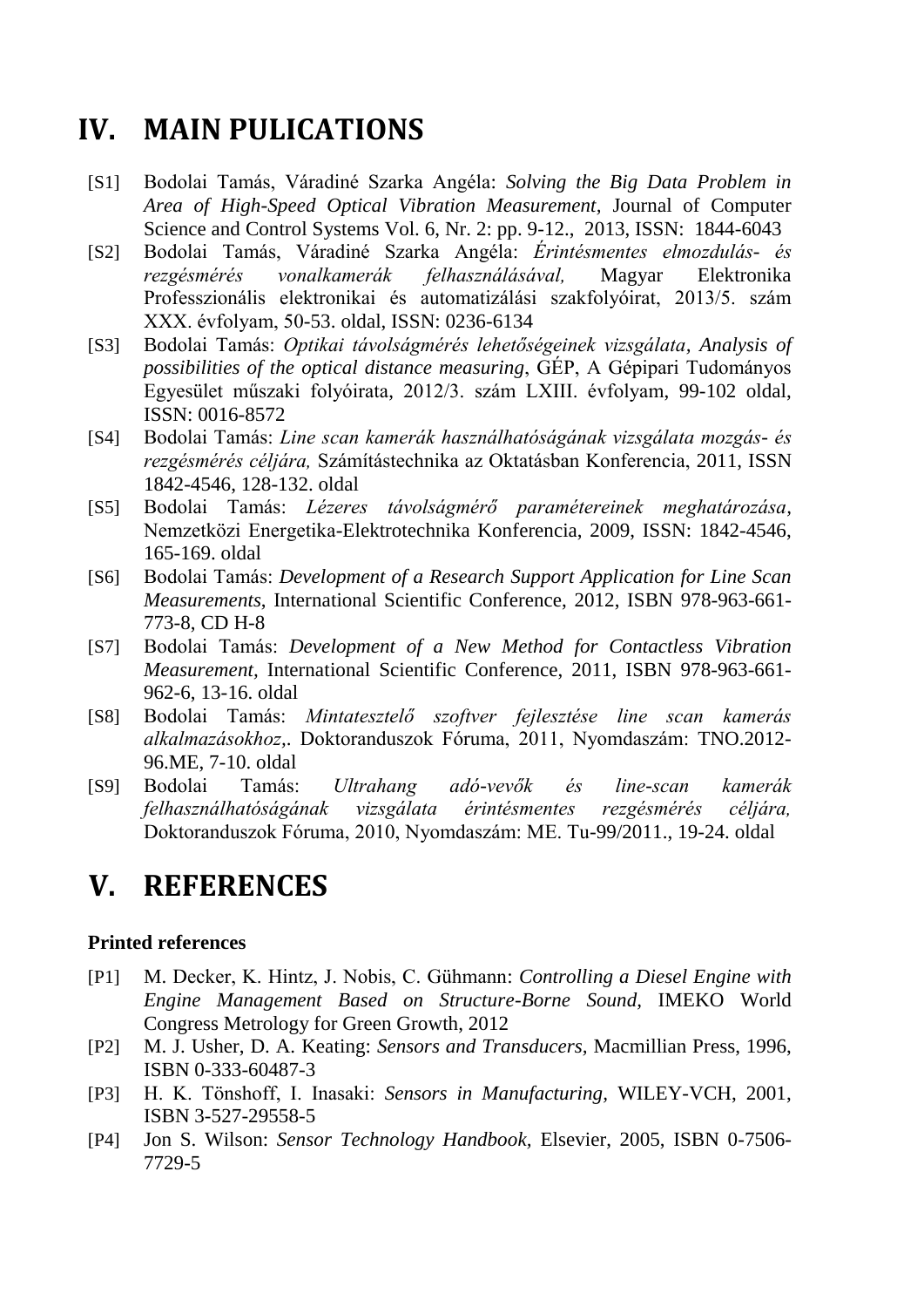# IV. MAIN PULICATIONS

- [S1] Bodolai Tamás, Váradiné Szarka Angéla: *Solving the Big Data Problem in Area of High-Speed Optical Vibration Measurement,* Journal of Computer Science and Control Systems Vol. 6, Nr. 2: pp. 9-12., 2013, ISSN: 1844-6043
- [S2] Bodolai Tamás, Váradiné Szarka Angéla: *Érintésmentes elmozdulás- és rezgésmérés vonalkamerák felhasználásával,* Magyar Elektronika Professzionális elektronikai és automatizálási szakfolyóirat, 2013/5. szám XXX. évfolyam, 50-53. oldal, ISSN: 0236-6134
- [S3] Bodolai Tamás: *Optikai távolságmérés lehetőségeinek vizsgálata*, *Analysis of possibilities of the optical distance measuring*, GÉP, A Gépipari Tudományos Egyesület műszaki folyóirata, 2012/3. szám LXIII. évfolyam, 99-102 oldal, ISSN: 0016-8572
- [S4] Bodolai Tamás: *Line scan kamerák használhatóságának vizsgálata mozgás- és rezgésmérés céljára,* Számítástechnika az Oktatásban Konferencia, 2011, ISSN 1842-4546, 128-132. oldal
- [S5] Bodolai Tamás: *Lézeres távolságmérő paramétereinek meghatározása*, Nemzetközi Energetika-Elektrotechnika Konferencia, 2009, ISSN: 1842-4546, 165-169. oldal
- [S6] Bodolai Tamás: *Development of a Research Support Application for Line Scan Measurements*, International Scientific Conference, 2012, ISBN 978-963-661-773-8, CD H-8
- [S7] Bodolai Tamás: *Development of a New Method for Contactless Vibration Measurement,* International Scientific Conference, 2011, ISBN 978-963-661-962-6, 13-16. oldal
- [S8] Bodolai Tamás: *Mintatesztelő szoftver fejlesztése line scan kamerás alkalmazásokhoz,*. Doktoranduszok Fóruma, 2011, Nyomdaszám: TNO.2012-96.ME, 7-10. oldal
- [S9] Bodolai Tamás: *Ultrahang adó-vevők és line-scan kamerák felhasználhatóságának vizsgálata érintésmentes rezgésmérés céljára,* Doktoranduszok Fóruma, 2010, Nyomdaszám: ME. Tu-99/2011., 19-24. oldal

# V. REFERENCES

**Printed references**

- [P1] M. Decker, K. Hintz, J. Nobis, C. Gühmann: *Controlling a Diesel Engine with Engine Management Based on Structure-Borne Sound,* IMEKO World Congress Metrology for Green Growth, 2012
- [P2] M. J. Usher, D. A. Keating: *Sensors and Transducers,* Macmillian Press, 1996, ISBN 0-333-60487-3
- [P3] H. K. Tönshoff, I. Inasaki: *Sensors in Manufacturing,* WILEY-VCH, 2001, ISBN 3-527-29558-5
- [P4] Jon S. Wilson: *Sensor Technology Handbook,* Elsevier, 2005, ISBN 0-7506-7729-5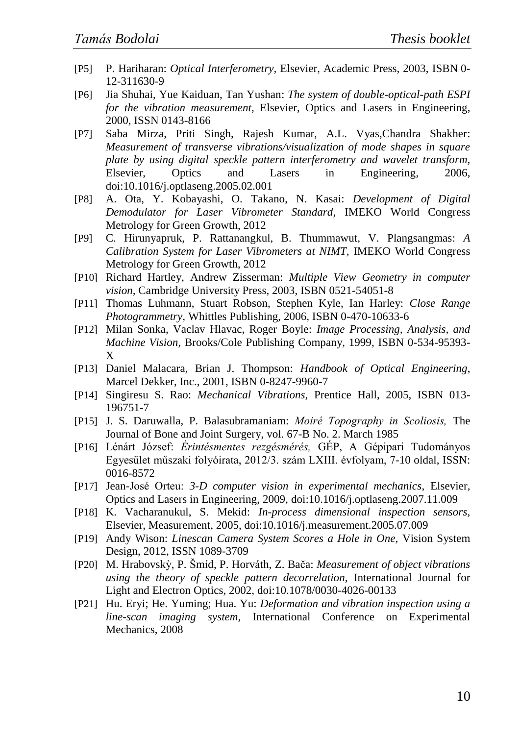- [P5] P. Hariharan: *Optical Interferometry*, Elsevier, Academic Press, 2003, ISBN 0-12-311630-9
- [P6] Jia Shuhai, Yue Kaiduan, Tan Yushan: *The system of double-optical-path ESPI for the vibration measurement*, Elsevier, Optics and Lasers in Engineering, 2000, ISSN 0143-8166
- [P7] Saba Mirza, Priti Singh, Rajesh Kumar, A.L. Vyas,Chandra Shakher: *Measurement of transverse vibrations/visualization of mode shapes in square plate by using digital speckle pattern interferometry and wavelet transform*, Elsevier, Optics and Lasers in Engineering, 2006, doi:10.1016/j.optlaseng.2005.02.001
- [P8] A. Ota, Y. Kobayashi, O. Takano, N. Kasai: *Development of Digital Demodulator for Laser Vibrometer Standard*, IMEKO World Congress Metrology for Green Growth, 2012
- [P9] C. Hirunyapruk, P. Rattanangkul, B. Thummawut, V. Plangsangmas: *A Calibration System for Laser Vibrometers at NIMT*, IMEKO World Congress Metrology for Green Growth, 2012
- [P10] Richard Hartley, Andrew Zisserman: *Multiple View Geometry in computer vision*, Cambridge University Press, 2003, ISBN 0521-54051-8
- [P11] Thomas Luhmann, Stuart Robson, Stephen Kyle, Ian Harley: *Close Range Photogrammetry*, Whittles Publishing, 2006, ISBN 0-470-10633-6
- [P12] Milan Sonka, Vaclav Hlavac, Roger Boyle: *Image Processing, Analysis, and Machine Vision*, Brooks/Cole Publishing Company, 1999, ISBN 0-534-95393-X
- [P13] Daniel Malacara, Brian J. Thompson: *Handbook of Optical Engineering*, Marcel Dekker, Inc., 2001, ISBN 0-8247-9960-7
- [P14] Singiresu S. Rao: *Mechanical Vibrations*, Prentice Hall, 2005, ISBN 013-196751-7
- [P15] J. S. Daruwalla, P. Balasubramaniam: *Moiré Topography in Scoliosis,* The Journal of Bone and Joint Surgery, vol. 67-B No. 2. March 1985
- [P16] Lénárt József: *Érintésmentes rezgésmérés,* GÉP, A Gépipari Tudományos Egyesület műszaki folyóirata, 2012/3. szám LXIII. évfolyam, 7-10 oldal, ISSN: 0016-8572
- [P17] Jean-José Orteu: *3-D computer vision in experimental mechanics*, Elsevier, Optics and Lasers in Engineering, 2009, doi:10.1016/j.optlaseng.2007.11.009
- [P18] K. Vacharanukul, S. Mekid: *In-process dimensional inspection sensors*, Elsevier, Measurement, 2005, doi:10.1016/j.measurement.2005.07.009
- [P19] Andy Wison: *Linescan Camera System Scores a Hole in One*, Vision System Design, 2012, ISSN 1089-3709
- [P20] M. Hrabovskỳ, P. Šmíd, P. Horváth, Z. Bača: *Measurement of object vibrations using the theory of speckle pattern decorrelation*, International Journal for Light and Electron Optics, 2002, doi:10.1078/0030-4026-00133
- [P21] Hu. Eryi; He. Yuming; Hua. Yu: *Deformation and vibration inspection using a line-scan imaging system*, International Conference on Experimental Mechanics, 2008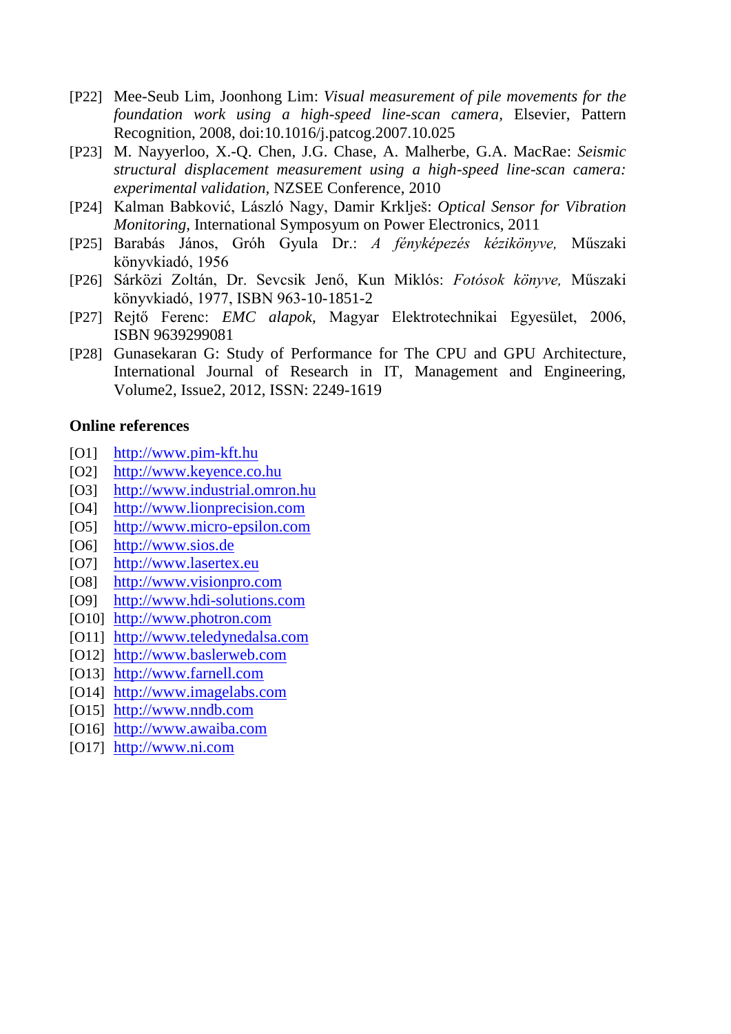[P22] Mee-Seub Lim, Joonhong Lim: *Visual measurement of pile movements for the foundation work using a high-speed line-scan camera*, Elsevier, Pattern Recognition, 2008, doi:10.1016/j.patcog.2007.10.025

[P23] M. Nayyerloo, X.-Q. Chen, J.G. Chase, A. Malherbe, G.A. MacRae: *Seismic structural displacement measurement using a high-speed line-scan camera: experimental validation*, NZSEE Conference, 2010

[P24] Kalman Babković, László Nagy, Damir Krklješ: *Optical Sensor for Vibration Monitoring*, International Symposyum on Power Electronics, 2011

[P25] Barabás János, Gróh Gyula Dr.: *A fényképezés kézikönyve,* Műszaki könyvkiadó, 1956

[P26] Sárközi Zoltán, Dr. Sevcsik Jenő, Kun Miklós: *Fotósok könyve,* Műszaki könyvkiadó, 1977, ISBN 963-10-1851-2

[P27] Rejtő Ferenc: *EMC alapok,* Magyar Elektrotechnikai Egyesület, 2006, ISBN 9639299081

[P28] Gunasekaran G: Study of Performance for The CPU and GPU Architecture, International Journal of Research in IT, Management and Engineering, Volume2, Issue2, 2012, ISSN: 2249-1619

**Online references**

[O1] http://www.pim-kft.hu
[O2] http://www.keyence.co.hu
[O3] http://www.industrial.omron.hu
[O4] http://www.lionprecision.com
[O5] http://www.micro-epsilon.com
[O6] http://www.sios.de
[O7] http://www.lasertex.eu
[O8] http://www.visionpro.com
[O9] http://www.hdi-solutions.com
[O10] http://www.photron.com
[O11] http://www.teledynedalsa.com
[O12] http://www.baslerweb.com
[O13] http://www.farnell.com
[O14] http://www.imagelabs.com
[O15] http://www.nndb.com
[O16] http://www.awaiba.com
[O17] http://www.ni.com